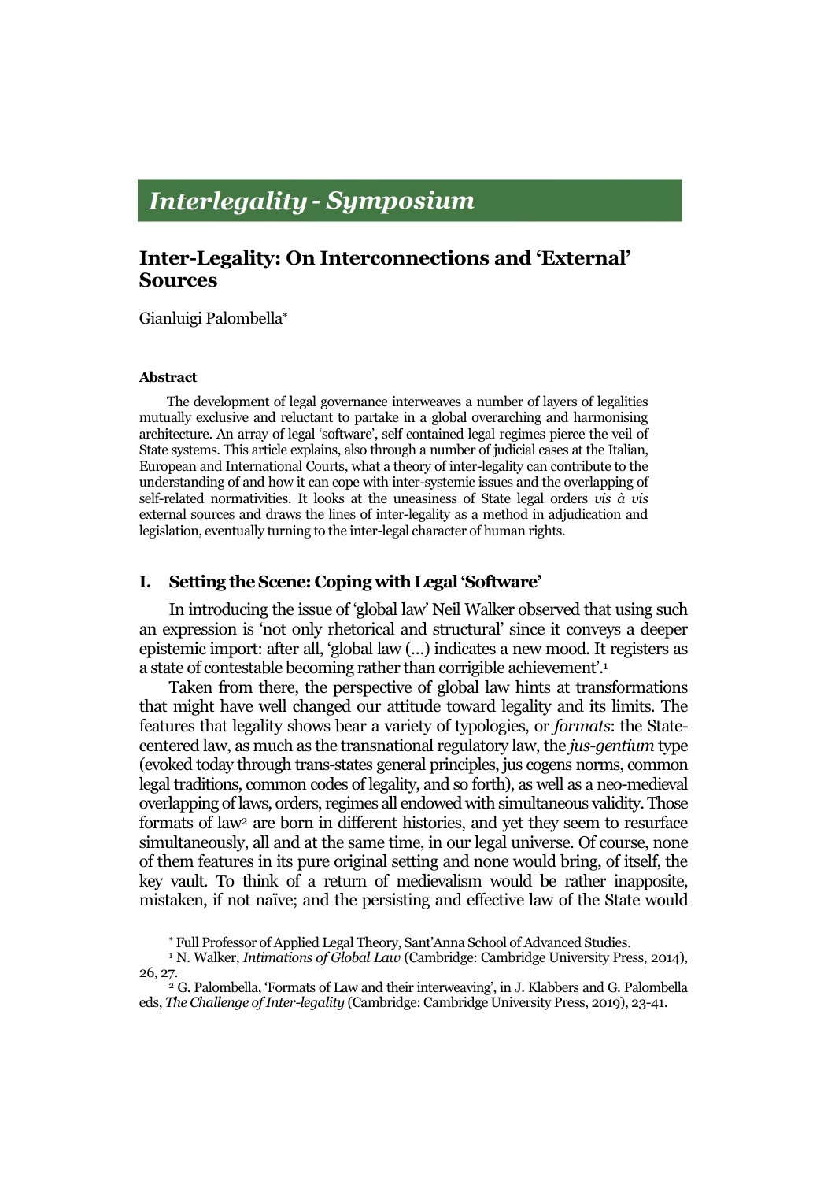# *Interlegality - Symposium*

## Inter-Legality: On Interconnections and 'External' Sources

Gianluigi Palombella*

#### Abstract

The development of legal governance interweaves a number of layers of legalities mutually exclusive and reluctant to partake in a global overarching and harmonising architecture. An array of legal 'software', self contained legal regimes pierce the veil of State systems. This article explains, also through a number of judicial cases at the Italian, European and International Courts, what a theory of inter-legality can contribute to the understanding of and how it can cope with inter-systemic issues and the overlapping of self-related normativities. It looks at the uneasiness of State legal orders *vis à vis* external sources and draws the lines of inter-legality as a method in adjudication and legislation, eventually turning to the inter-legal character of human rights.

### I. Setting the Scene: Coping with Legal 'Software'

In introducing the issue of 'global law' Neil Walker observed that using such an expression is 'not only rhetorical and structural' since it conveys a deeper epistemic import: after all, 'global law (...) indicates a new mood. It registers as a state of contestable becoming rather than corrigible achievement'.[1]

Taken from there, the perspective of global law hints at transformations that might have well changed our attitude toward legality and its limits. The features that legality shows bear a variety of typologies, or *formats*: the State-centered law, as much as the transnational regulatory law, the *jus-gentium* type (evoked today through trans-states general principles, jus cogens norms, common legal traditions, common codes of legality, and so forth), as well as a neo-medieval overlapping of laws, orders, regimes all endowed with simultaneous validity. Those formats of law[2] are born in different histories, and yet they seem to resurface simultaneously, all and at the same time, in our legal universe. Of course, none of them features in its pure original setting and none would bring, of itself, the key vault. To think of a return of medievalism would be rather inapposite, mistaken, if not naïve; and the persisting and effective law of the State would

\* Full Professor of Applied Legal Theory, Sant'Anna School of Advanced Studies.

[1] N. Walker, *Intimations of Global Law* (Cambridge: Cambridge University Press, 2014), 26, 27.

[2] G. Palombella, 'Formats of Law and their interweaving', in J. Klabbers and G. Palombella eds, *The Challenge of Inter-legality* (Cambridge: Cambridge University Press, 2019), 23-41.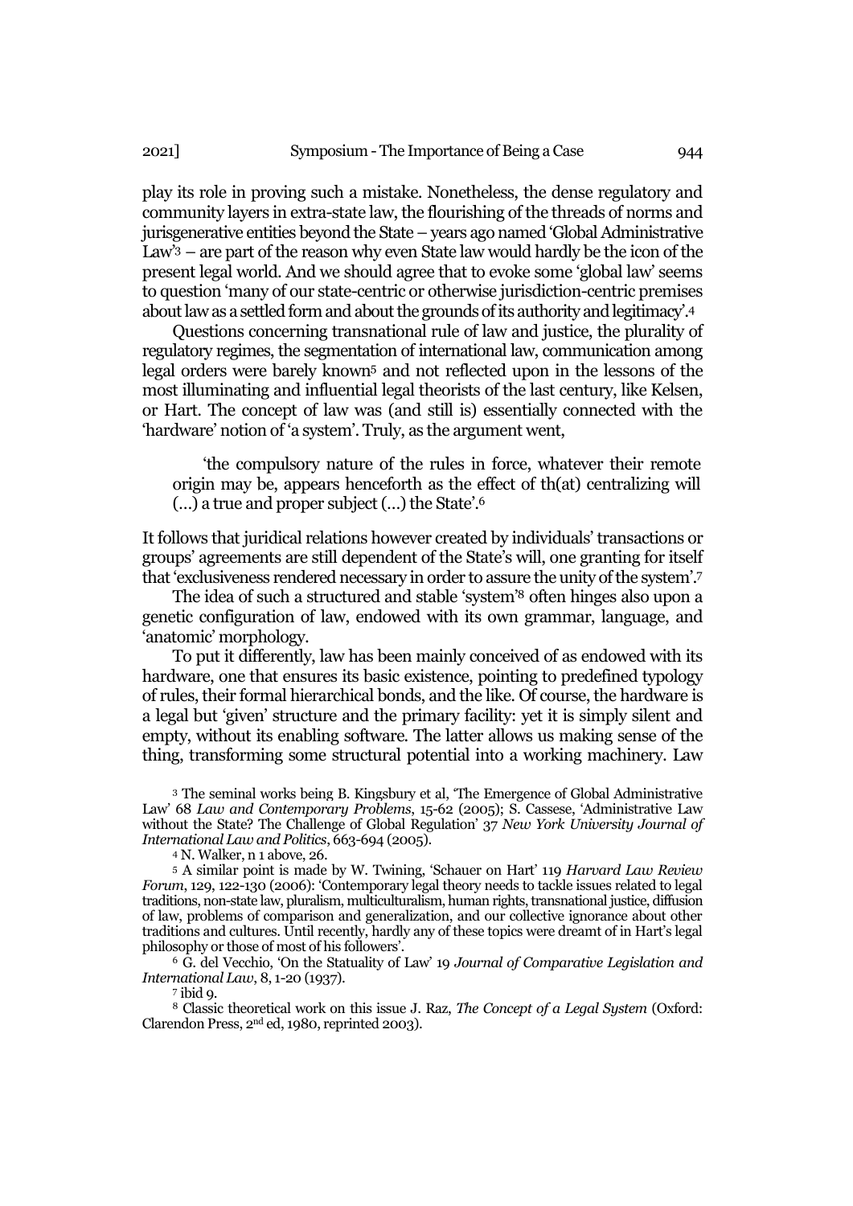play its role in proving such a mistake. Nonetheless, the dense regulatory and community layers in extra-state law, the flourishing of the threads of norms and jurisgenerative entities beyond the State – years ago named 'Global Administrative Law'[3] – are part of the reason why even State law would hardly be the icon of the present legal world. And we should agree that to evoke some 'global law' seems to question 'many of our state-centric or otherwise jurisdiction-centric premises about law as a settled form and about the grounds of its authority and legitimacy'.[4]

Questions concerning transnational rule of law and justice, the plurality of regulatory regimes, the segmentation of international law, communication among legal orders were barely known[5] and not reflected upon in the lessons of the most illuminating and influential legal theorists of the last century, like Kelsen, or Hart. The concept of law was (and still is) essentially connected with the 'hardware' notion of 'a system'. Truly, as the argument went,

> 'the compulsory nature of the rules in force, whatever their remote origin may be, appears henceforth as the effect of th(at) centralizing will (...) a true and proper subject (...) the State'.[6]

It follows that juridical relations however created by individuals' transactions or groups' agreements are still dependent of the State's will, one granting for itself that 'exclusiveness rendered necessary in order to assure the unity of the system'.[7]

The idea of such a structured and stable 'system'[8] often hinges also upon a genetic configuration of law, endowed with its own grammar, language, and 'anatomic' morphology.

To put it differently, law has been mainly conceived of as endowed with its hardware, one that ensures its basic existence, pointing to predefined typology of rules, their formal hierarchical bonds, and the like. Of course, the hardware is a legal but 'given' structure and the primary facility: yet it is simply silent and empty, without its enabling software. The latter allows us making sense of the thing, transforming some structural potential into a working machinery. Law

[3] The seminal works being B. Kingsbury et al, 'The Emergence of Global Administrative Law' 68 *Law and Contemporary Problems*, 15-62 (2005); S. Cassese, 'Administrative Law without the State? The Challenge of Global Regulation' 37 *New York University Journal of International Law and Politics*, 663-694 (2005).

[4] N. Walker, n 1 above, 26.

[5] A similar point is made by W. Twining, 'Schauer on Hart' 119 *Harvard Law Review Forum*, 129, 122-130 (2006): 'Contemporary legal theory needs to tackle issues related to legal traditions, non-state law, pluralism, multiculturalism, human rights, transnational justice, diffusion of law, problems of comparison and generalization, and our collective ignorance about other traditions and cultures. Until recently, hardly any of these topics were dreamt of in Hart's legal philosophy or those of most of his followers'.

[6] G. del Vecchio, 'On the Statuality of Law' 19 *Journal of Comparative Legislation and International Law*, 8, 1-20 (1937).

[7] ibid 9.

[8] Classic theoretical work on this issue J. Raz, *The Concept of a Legal System* (Oxford: Clarendon Press, 2nd ed, 1980, reprinted 2003).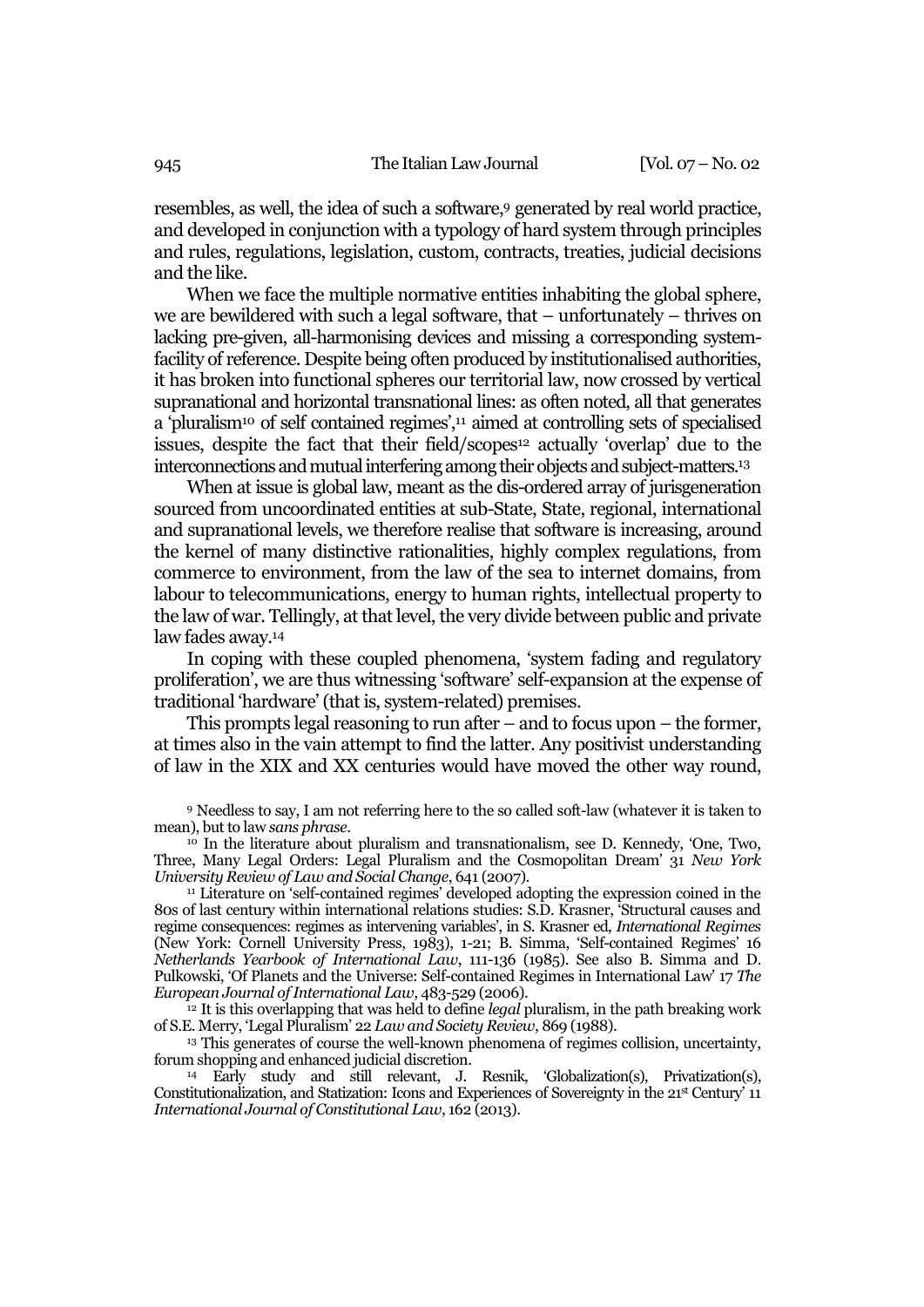resembles, as well, the idea of such a software,[9] generated by real world practice, and developed in conjunction with a typology of hard system through principles and rules, regulations, legislation, custom, contracts, treaties, judicial decisions and the like.

When we face the multiple normative entities inhabiting the global sphere, we are bewildered with such a legal software, that – unfortunately – thrives on lacking pre-given, all-harmonising devices and missing a corresponding system-facility of reference. Despite being often produced by institutionalised authorities, it has broken into functional spheres our territorial law, now crossed by vertical supranational and horizontal transnational lines: as often noted, all that generates a 'pluralism[10] of self contained regimes',[11] aimed at controlling sets of specialised issues, despite the fact that their field/scopes[12] actually 'overlap' due to the interconnections and mutual interfering among their objects and subject-matters.[13]

When at issue is global law, meant as the dis-ordered array of jurisgeneration sourced from uncoordinated entities at sub-State, State, regional, international and supranational levels, we therefore realise that software is increasing, around the kernel of many distinctive rationalities, highly complex regulations, from commerce to environment, from the law of the sea to internet domains, from labour to telecommunications, energy to human rights, intellectual property to the law of war. Tellingly, at that level, the very divide between public and private law fades away.[14]

In coping with these coupled phenomena, 'system fading and regulatory proliferation', we are thus witnessing 'software' self-expansion at the expense of traditional 'hardware' (that is, system-related) premises.

This prompts legal reasoning to run after – and to focus upon – the former, at times also in the vain attempt to find the latter. Any positivist understanding of law in the XIX and XX centuries would have moved the other way round,

---

[9] Needless to say, I am not referring here to the so called soft-law (whatever it is taken to mean), but to law *sans phrase*.

[10] In the literature about pluralism and transnationalism, see D. Kennedy, 'One, Two, Three, Many Legal Orders: Legal Pluralism and the Cosmopolitan Dream' 31 *New York University Review of Law and Social Change*, 641 (2007).

[11] Literature on 'self-contained regimes' developed adopting the expression coined in the 80s of last century within international relations studies: S.D. Krasner, 'Structural causes and regime consequences: regimes as intervening variables', in S. Krasner ed, *International Regimes* (New York: Cornell University Press, 1983), 1-21; B. Simma, 'Self-contained Regimes' 16 *Netherlands Yearbook of International Law*, 111-136 (1985). See also B. Simma and D. Pulkowski, 'Of Planets and the Universe: Self-contained Regimes in International Law' 17 *The European Journal of International Law*, 483-529 (2006).

[12] It is this overlapping that was held to define *legal* pluralism, in the path breaking work of S.E. Merry, 'Legal Pluralism' 22 *Law and Society Review*, 869 (1988).

[13] This generates of course the well-known phenomena of regimes collision, uncertainty, forum shopping and enhanced judicial discretion.

[14] Early study and still relevant, J. Resnik, 'Globalization(s), Privatization(s), Constitutionalization, and Statization: Icons and Experiences of Sovereignty in the 21st Century' 11 *International Journal of Constitutional Law*, 162 (2013).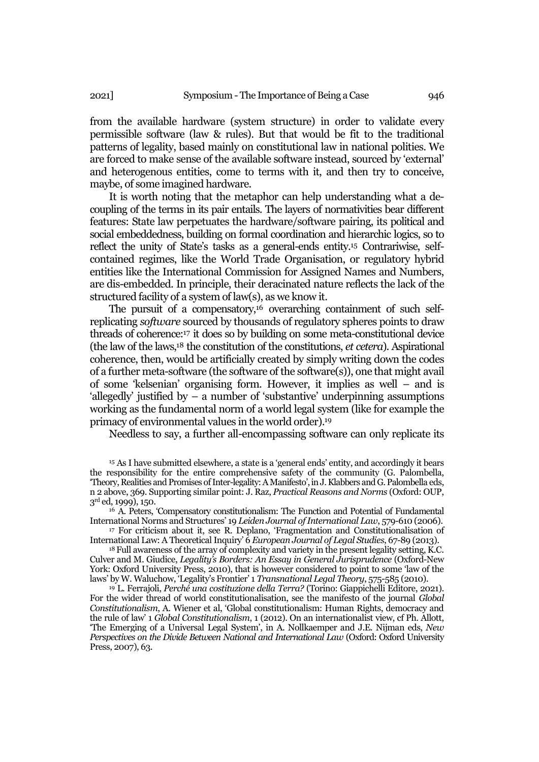from the available hardware (system structure) in order to validate every permissible software (law & rules). But that would be fit to the traditional patterns of legality, based mainly on constitutional law in national polities. We are forced to make sense of the available software instead, sourced by 'external' and heterogenous entities, come to terms with it, and then try to conceive, maybe, of some imagined hardware.

It is worth noting that the metaphor can help understanding what a de-coupling of the terms in its pair entails. The layers of normativities bear different features: State law perpetuates the hardware/software pairing, its political and social embeddedness, building on formal coordination and hierarchic logics, so to reflect the unity of State's tasks as a general-ends entity.[15] Contrariwise, self-contained regimes, like the World Trade Organisation, or regulatory hybrid entities like the International Commission for Assigned Names and Numbers, are dis-embedded. In principle, their deracinated nature reflects the lack of the structured facility of a system of law(s), as we know it.

The pursuit of a compensatory,[16] overarching containment of such self-replicating *software* sourced by thousands of regulatory spheres points to draw threads of coherence:[17] it does so by building on some meta-constitutional device (the law of the laws,[18] the constitution of the constitutions, *et cetera*). Aspirational coherence, then, would be artificially created by simply writing down the codes of a further meta-software (the software of the software(s)), one that might avail of some 'kelsenian' organising form. However, it implies as well – and is 'allegedly' justified by – a number of 'substantive' underpinning assumptions working as the fundamental norm of a world legal system (like for example the primacy of environmental values in the world order).[19]

Needless to say, a further all-encompassing software can only replicate its

[15] As I have submitted elsewhere, a state is a 'general ends' entity, and accordingly it bears the responsibility for the entire comprehensive safety of the community (G. Palombella, 'Theory, Realities and Promises of Inter-legality: A Manifesto', in J. Klabbers and G. Palombella eds, n 2 above, 369. Supporting similar point: J. Raz, *Practical Reasons and Norms* (Oxford: OUP, 3rd ed, 1999), 150.

[16] A. Peters, 'Compensatory constitutionalism: The Function and Potential of Fundamental International Norms and Structures' 19 *Leiden Journal of International Law*, 579-610 (2006).

[17] For criticism about it, see R. Deplano, 'Fragmentation and Constitutionalisation of International Law: A Theoretical Inquiry' 6 *European Journal of Legal Studies*, 67-89 (2013).

[18] Full awareness of the array of complexity and variety in the present legality setting, K.C. Culver and M. Giudice, *Legality's Borders: An Essay in General Jurisprudence* (Oxford-New York: Oxford University Press, 2010), that is however considered to point to some 'law of the laws' by W. Waluchow, 'Legality's Frontier' 1 *Transnational Legal Theory*, 575-585 (2010).

[19] L. Ferrajoli, *Perché una costituzione della Terra?* (Torino: Giappichelli Editore, 2021). For the wider thread of world constitutionalisation, see the manifesto of the journal *Global Constitutionalism*, A. Wiener et al, 'Global constitutionalism: Human Rights, democracy and the rule of law' 1 *Global Constitutionalism*, 1 (2012). On an internationalist view, cf Ph. Allott, 'The Emerging of a Universal Legal System', in A. Nollkaemper and J.E. Nijman eds, *New Perspectives on the Divide Between National and International Law* (Oxford: Oxford University Press, 2007), 63.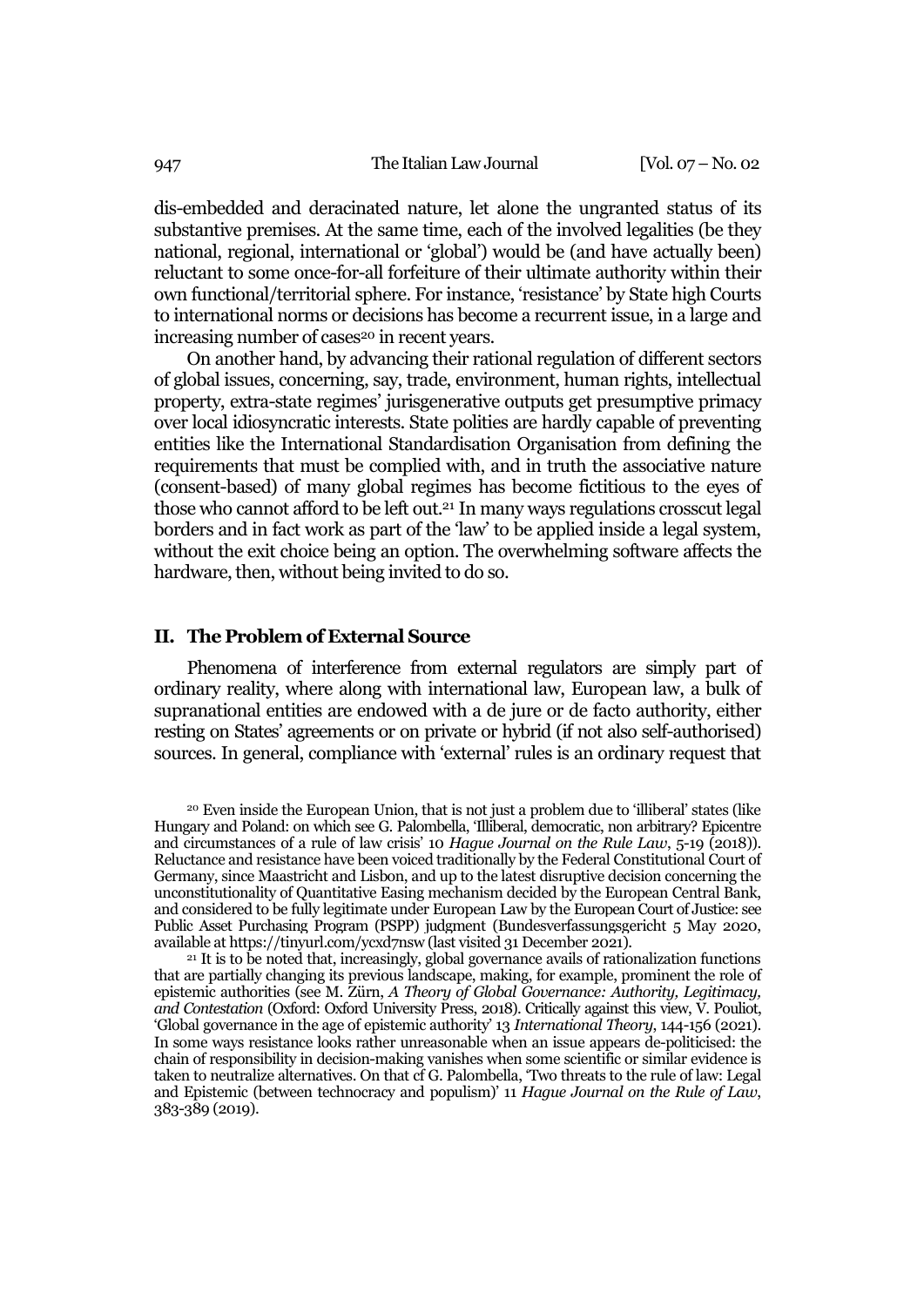dis-embedded and deracinated nature, let alone the ungranted status of its substantive premises. At the same time, each of the involved legalities (be they national, regional, international or 'global') would be (and have actually been) reluctant to some once-for-all forfeiture of their ultimate authority within their own functional/territorial sphere. For instance, 'resistance' by State high Courts to international norms or decisions has become a recurrent issue, in a large and increasing number of cases[20] in recent years.

On another hand, by advancing their rational regulation of different sectors of global issues, concerning, say, trade, environment, human rights, intellectual property, extra-state regimes' jurisgenerative outputs get presumptive primacy over local idiosyncratic interests. State polities are hardly capable of preventing entities like the International Standardisation Organisation from defining the requirements that must be complied with, and in truth the associative nature (consent-based) of many global regimes has become fictitious to the eyes of those who cannot afford to be left out.[21] In many ways regulations crosscut legal borders and in fact work as part of the 'law' to be applied inside a legal system, without the exit choice being an option. The overwhelming software affects the hardware, then, without being invited to do so.

## II. The Problem of External Source

Phenomena of interference from external regulators are simply part of ordinary reality, where along with international law, European law, a bulk of supranational entities are endowed with a de jure or de facto authority, either resting on States' agreements or on private or hybrid (if not also self-authorised) sources. In general, compliance with 'external' rules is an ordinary request that

[20] Even inside the European Union, that is not just a problem due to 'illiberal' states (like Hungary and Poland: on which see G. Palombella, 'Illiberal, democratic, non arbitrary? Epicentre and circumstances of a rule of law crisis' 10 *Hague Journal on the Rule Law*, 5-19 (2018)). Reluctance and resistance have been voiced traditionally by the Federal Constitutional Court of Germany, since Maastricht and Lisbon, and up to the latest disruptive decision concerning the unconstitutionality of Quantitative Easing mechanism decided by the European Central Bank, and considered to be fully legitimate under European Law by the European Court of Justice: see Public Asset Purchasing Program (PSPP) judgment (Bundesverfassungsgericht 5 May 2020, available at https://tinyurl.com/ycxd7nsw (last visited 31 December 2021).

[21] It is to be noted that, increasingly, global governance avails of rationalization functions that are partially changing its previous landscape, making, for example, prominent the role of epistemic authorities (see M. Zürn, *A Theory of Global Governance: Authority, Legitimacy, and Contestation* (Oxford: Oxford University Press, 2018). Critically against this view, V. Pouliot, 'Global governance in the age of epistemic authority' 13 *International Theory*, 144-156 (2021). In some ways resistance looks rather unreasonable when an issue appears de-politicised: the chain of responsibility in decision-making vanishes when some scientific or similar evidence is taken to neutralize alternatives. On that cf G. Palombella, 'Two threats to the rule of law: Legal and Epistemic (between technocracy and populism)' 11 *Hague Journal on the Rule of Law*, 383-389 (2019).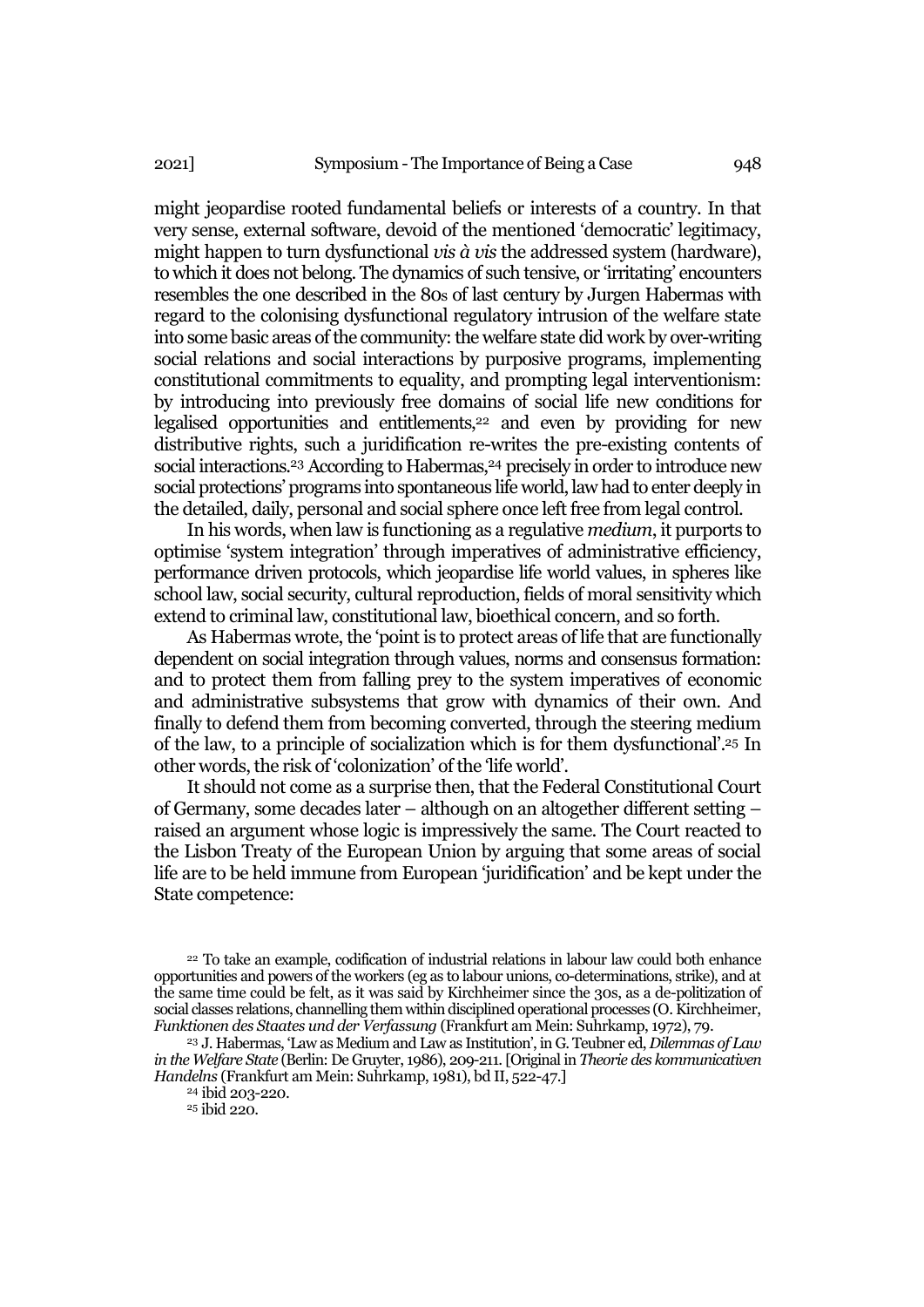might jeopardise rooted fundamental beliefs or interests of a country. In that very sense, external software, devoid of the mentioned 'democratic' legitimacy, might happen to turn dysfunctional *vis à vis* the addressed system (hardware), to which it does not belong. The dynamics of such tensive, or 'irritating' encounters resembles the one described in the 80s of last century by Jurgen Habermas with regard to the colonising dysfunctional regulatory intrusion of the welfare state into some basic areas of the community: the welfare state did work by over-writing social relations and social interactions by purposive programs, implementing constitutional commitments to equality, and prompting legal interventionism: by introducing into previously free domains of social life new conditions for legalised opportunities and entitlements,[22] and even by providing for new distributive rights, such a juridification re-writes the pre-existing contents of social interactions.[23] According to Habermas,[24] precisely in order to introduce new social protections' programs into spontaneous life world, law had to enter deeply in the detailed, daily, personal and social sphere once left free from legal control.

In his words, when law is functioning as a regulative *medium*, it purports to optimise 'system integration' through imperatives of administrative efficiency, performance driven protocols, which jeopardise life world values, in spheres like school law, social security, cultural reproduction, fields of moral sensitivity which extend to criminal law, constitutional law, bioethical concern, and so forth.

As Habermas wrote, the 'point is to protect areas of life that are functionally dependent on social integration through values, norms and consensus formation: and to protect them from falling prey to the system imperatives of economic and administrative subsystems that grow with dynamics of their own. And finally to defend them from becoming converted, through the steering medium of the law, to a principle of socialization which is for them dysfunctional'.[25] In other words, the risk of 'colonization' of the 'life world'.

It should not come as a surprise then, that the Federal Constitutional Court of Germany, some decades later – although on an altogether different setting – raised an argument whose logic is impressively the same. The Court reacted to the Lisbon Treaty of the European Union by arguing that some areas of social life are to be held immune from European 'juridification' and be kept under the State competence:

[22] To take an example, codification of industrial relations in labour law could both enhance opportunities and powers of the workers (eg as to labour unions, co-determinations, strike), and at the same time could be felt, as it was said by Kirchheimer since the 30s, as a de-politization of social classes relations, channelling them within disciplined operational processes (O. Kirchheimer, *Funktionen des Staates und der Verfassung* (Frankfurt am Mein: Suhrkamp, 1972), 79.

[23] J. Habermas, 'Law as Medium and Law as Institution', in G. Teubner ed, *Dilemmas of Law in the Welfare State* (Berlin: De Gruyter, 1986), 209-211. [Original in *Theorie des kommunicativen Handelns* (Frankfurt am Mein: Suhrkamp, 1981), bd II, 522-47.]

[24] ibid 203-220.

[25] ibid 220.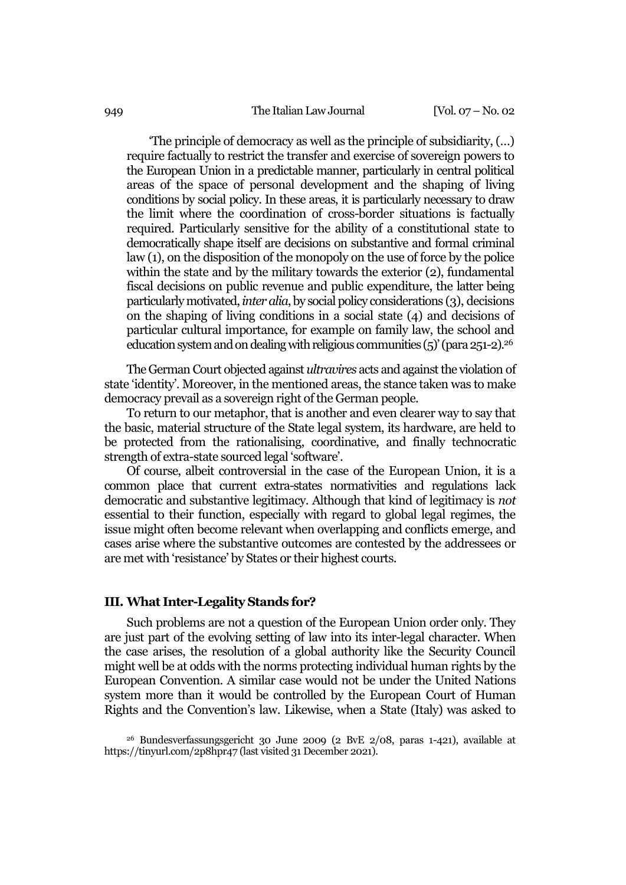'The principle of democracy as well as the principle of subsidiarity, (…) require factually to restrict the transfer and exercise of sovereign powers to the European Union in a predictable manner, particularly in central political areas of the space of personal development and the shaping of living conditions by social policy. In these areas, it is particularly necessary to draw the limit where the coordination of cross-border situations is factually required. Particularly sensitive for the ability of a constitutional state to democratically shape itself are decisions on substantive and formal criminal law (1), on the disposition of the monopoly on the use of force by the police within the state and by the military towards the exterior (2), fundamental fiscal decisions on public revenue and public expenditure, the latter being particularly motivated, *inter alia*, by social policy considerations (3), decisions on the shaping of living conditions in a social state (4) and decisions of particular cultural importance, for example on family law, the school and education system and on dealing with religious communities (5)' (para 251-2).[26]

The German Court objected against *ultravires* acts and against the violation of state 'identity'. Moreover, in the mentioned areas, the stance taken was to make democracy prevail as a sovereign right of the German people.

To return to our metaphor, that is another and even clearer way to say that the basic, material structure of the State legal system, its hardware, are held to be protected from the rationalising, coordinative, and finally technocratic strength of extra-state sourced legal 'software'.

Of course, albeit controversial in the case of the European Union, it is a common place that current extra-states normativities and regulations lack democratic and substantive legitimacy. Although that kind of legitimacy is *not* essential to their function, especially with regard to global legal regimes, the issue might often become relevant when overlapping and conflicts emerge, and cases arise where the substantive outcomes are contested by the addressees or are met with 'resistance' by States or their highest courts.

## III. What Inter-Legality Stands for?

Such problems are not a question of the European Union order only. They are just part of the evolving setting of law into its inter-legal character. When the case arises, the resolution of a global authority like the Security Council might well be at odds with the norms protecting individual human rights by the European Convention. A similar case would not be under the United Nations system more than it would be controlled by the European Court of Human Rights and the Convention's law. Likewise, when a State (Italy) was asked to

[26] Bundesverfassungsgericht 30 June 2009 (2 BvE 2/08, paras 1-421), available at https://tinyurl.com/2p8hpr47 (last visited 31 December 2021).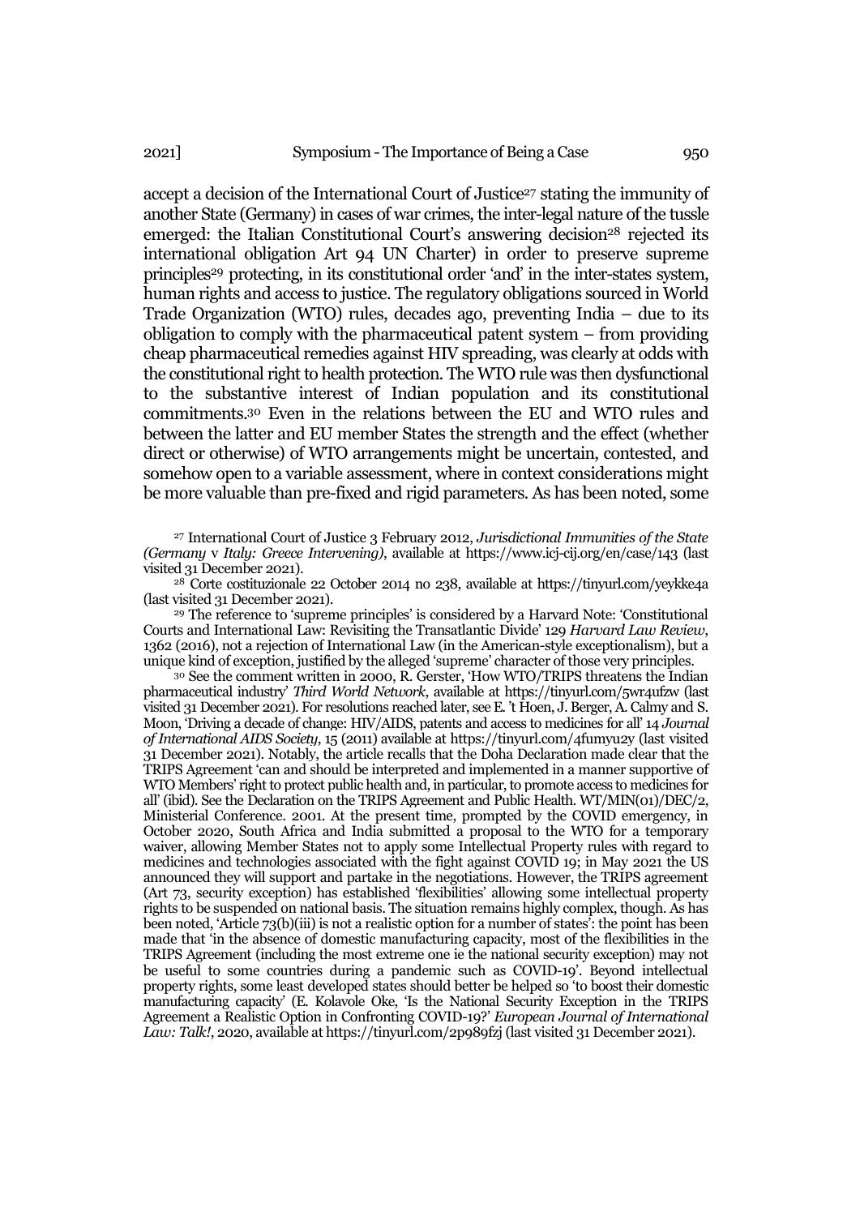accept a decision of the International Court of Justice[27] stating the immunity of another State (Germany) in cases of war crimes, the inter-legal nature of the tussle emerged: the Italian Constitutional Court's answering decision[28] rejected its international obligation Art 94 UN Charter) in order to preserve supreme principles[29] protecting, in its constitutional order 'and' in the inter-states system, human rights and access to justice. The regulatory obligations sourced in World Trade Organization (WTO) rules, decades ago, preventing India – due to its obligation to comply with the pharmaceutical patent system – from providing cheap pharmaceutical remedies against HIV spreading, was clearly at odds with the constitutional right to health protection. The WTO rule was then dysfunctional to the substantive interest of Indian population and its constitutional commitments.[30] Even in the relations between the EU and WTO rules and between the latter and EU member States the strength and the effect (whether direct or otherwise) of WTO arrangements might be uncertain, contested, and somehow open to a variable assessment, where in context considerations might be more valuable than pre-fixed and rigid parameters. As has been noted, some

[27] International Court of Justice 3 February 2012, *Jurisdictional Immunities of the State (Germany* v *Italy: Greece Intervening)*, available at https://www.icj-cij.org/en/case/143 (last visited 31 December 2021).

[28] Corte costituzionale 22 October 2014 no 238, available at https://tinyurl.com/yeykke4a (last visited 31 December 2021).

[29] The reference to 'supreme principles' is considered by a Harvard Note: 'Constitutional Courts and International Law: Revisiting the Transatlantic Divide' 129 *Harvard Law Review*, 1362 (2016), not a rejection of International Law (in the American-style exceptionalism), but a unique kind of exception, justified by the alleged 'supreme' character of those very principles.

[30] See the comment written in 2000, R. Gerster, 'How WTO/TRIPS threatens the Indian pharmaceutical industry' *Third World Network*, available at https://tinyurl.com/5wr4ufzw (last visited 31 December 2021). For resolutions reached later, see E. 't Hoen, J. Berger, A. Calmy and S. Moon, 'Driving a decade of change: HIV/AIDS, patents and access to medicines for all' 14 *Journal of International AIDS Society*, 15 (2011) available at https://tinyurl.com/4fumyu2y (last visited 31 December 2021). Notably, the article recalls that the Doha Declaration made clear that the TRIPS Agreement 'can and should be interpreted and implemented in a manner supportive of WTO Members' right to protect public health and, in particular, to promote access to medicines for all' (ibid). See the Declaration on the TRIPS Agreement and Public Health. WT/MIN(01)/DEC/2, Ministerial Conference. 2001. At the present time, prompted by the COVID emergency, in October 2020, South Africa and India submitted a proposal to the WTO for a temporary waiver, allowing Member States not to apply some Intellectual Property rules with regard to medicines and technologies associated with the fight against COVID 19; in May 2021 the US announced they will support and partake in the negotiations. However, the TRIPS agreement (Art 73, security exception) has established 'flexibilities' allowing some intellectual property rights to be suspended on national basis. The situation remains highly complex, though. As has been noted, 'Article 73(b)(iii) is not a realistic option for a number of states': the point has been made that 'in the absence of domestic manufacturing capacity, most of the flexibilities in the TRIPS Agreement (including the most extreme one ie the national security exception) may not be useful to some countries during a pandemic such as COVID-19'. Beyond intellectual property rights, some least developed states should better be helped so 'to boost their domestic manufacturing capacity' (E. Kolavole Oke, 'Is the National Security Exception in the TRIPS Agreement a Realistic Option in Confronting COVID-19?' *European Journal of International Law: Talk!*, 2020, available at https://tinyurl.com/2p989fzj (last visited 31 December 2021).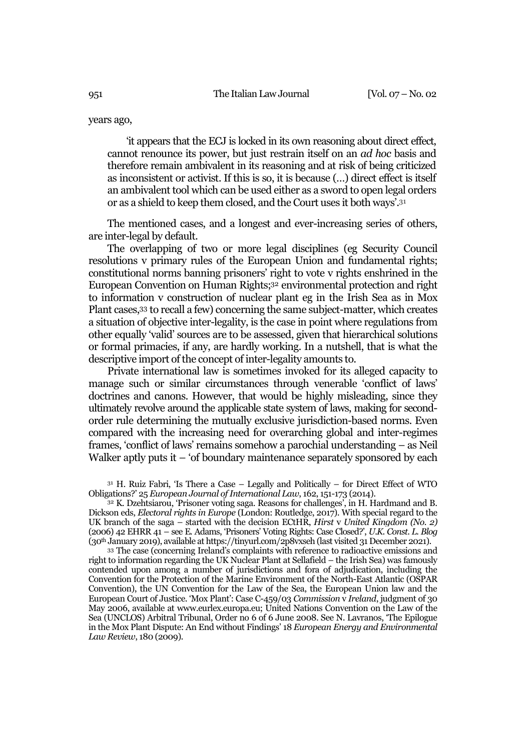years ago,

> 'it appears that the ECJ is locked in its own reasoning about direct effect, cannot renounce its power, but just restrain itself on an *ad hoc* basis and therefore remain ambivalent in its reasoning and at risk of being criticized as inconsistent or activist. If this is so, it is because (…) direct effect is itself an ambivalent tool which can be used either as a sword to open legal orders or as a shield to keep them closed, and the Court uses it both ways'.[31]

The mentioned cases, and a longest and ever-increasing series of others, are inter-legal by default.

The overlapping of two or more legal disciplines (eg Security Council resolutions v primary rules of the European Union and fundamental rights; constitutional norms banning prisoners' right to vote v rights enshrined in the European Convention on Human Rights;[32] environmental protection and right to information v construction of nuclear plant eg in the Irish Sea as in Mox Plant cases,[33] to recall a few) concerning the same subject-matter, which creates a situation of objective inter-legality, is the case in point where regulations from other equally 'valid' sources are to be assessed, given that hierarchical solutions or formal primacies, if any, are hardly working. In a nutshell, that is what the descriptive import of the concept of inter-legality amounts to.

Private international law is sometimes invoked for its alleged capacity to manage such or similar circumstances through venerable 'conflict of laws' doctrines and canons. However, that would be highly misleading, since they ultimately revolve around the applicable state system of laws, making for second-order rule determining the mutually exclusive jurisdiction-based norms. Even compared with the increasing need for overarching global and inter-regimes frames, 'conflict of laws' remains somehow a parochial understanding – as Neil Walker aptly puts it – 'of boundary maintenance separately sponsored by each

---

[31] H. Ruiz Fabri, 'Is There a Case – Legally and Politically – for Direct Effect of WTO Obligations?' 25 *European Journal of International Law*, 162, 151-173 (2014).

[32] K. Dzehtsiarou, 'Prisoner voting saga. Reasons for challenges', in H. Hardmand and B. Dickson eds, *Electoral rights in Europe* (London: Routledge, 2017). With special regard to the UK branch of the saga – started with the decision ECtHR, *Hirst* v *United Kingdom (No. 2)* (2006) 42 EHRR 41 – see E. Adams, 'Prisoners' Voting Rights: Case Closed?', *U.K. Const. L. Blog* (30th January 2019), available at https://tinyurl.com/2p8vxseh (last visited 31 December 2021).

[33] The case (concerning Ireland's complaints with reference to radioactive emissions and right to information regarding the UK Nuclear Plant at Sellafield – the Irish Sea) was famously contended upon among a number of jurisdictions and fora of adjudication, including the Convention for the Protection of the Marine Environment of the North-East Atlantic (OSPAR Convention), the UN Convention for the Law of the Sea, the European Union law and the European Court of Justice. 'Mox Plant': Case C-459/03 *Commission* v *Ireland*, judgment of 30 May 2006, available at www.eurlex.europa.eu; United Nations Convention on the Law of the Sea (UNCLOS) Arbitral Tribunal, Order no 6 of 6 June 2008. See N. Lavranos, 'The Epilogue in the Mox Plant Dispute: An End without Findings' 18 *European Energy and Environmental Law Review*, 180 (2009).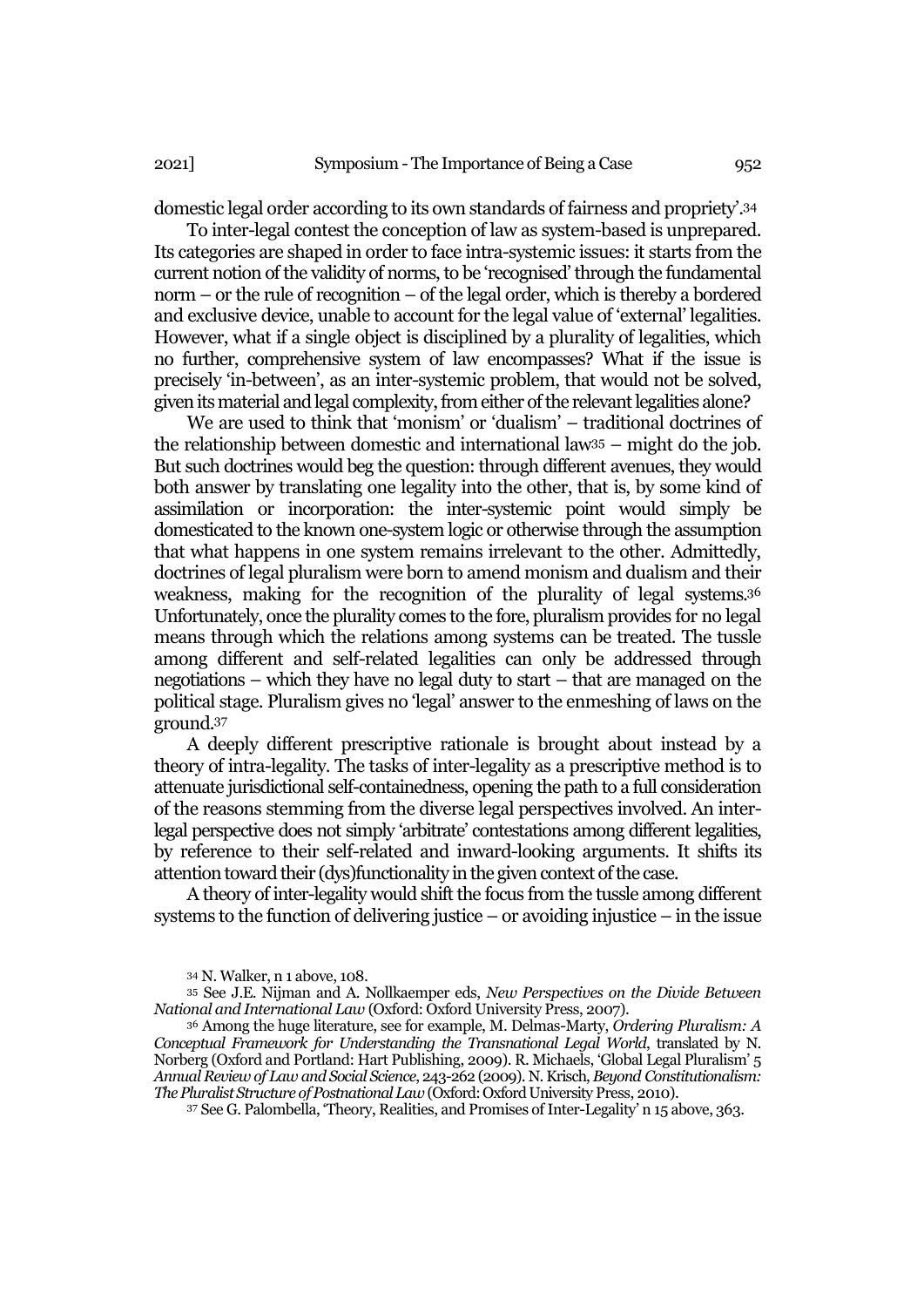domestic legal order according to its own standards of fairness and propriety'.[34]

To inter-legal contest the conception of law as system-based is unprepared. Its categories are shaped in order to face intra-systemic issues: it starts from the current notion of the validity of norms, to be 'recognised' through the fundamental norm – or the rule of recognition – of the legal order, which is thereby a bordered and exclusive device, unable to account for the legal value of 'external' legalities. However, what if a single object is disciplined by a plurality of legalities, which no further, comprehensive system of law encompasses? What if the issue is precisely 'in-between', as an inter-systemic problem, that would not be solved, given its material and legal complexity, from either of the relevant legalities alone?

We are used to think that 'monism' or 'dualism' – traditional doctrines of the relationship between domestic and international law[35] – might do the job. But such doctrines would beg the question: through different avenues, they would both answer by translating one legality into the other, that is, by some kind of assimilation or incorporation: the inter-systemic point would simply be domesticated to the known one-system logic or otherwise through the assumption that what happens in one system remains irrelevant to the other. Admittedly, doctrines of legal pluralism were born to amend monism and dualism and their weakness, making for the recognition of the plurality of legal systems.[36] Unfortunately, once the plurality comes to the fore, pluralism provides for no legal means through which the relations among systems can be treated. The tussle among different and self-related legalities can only be addressed through negotiations – which they have no legal duty to start – that are managed on the political stage. Pluralism gives no 'legal' answer to the enmeshing of laws on the ground.[37]

A deeply different prescriptive rationale is brought about instead by a theory of intra-legality. The tasks of inter-legality as a prescriptive method is to attenuate jurisdictional self-containedness, opening the path to a full consideration of the reasons stemming from the diverse legal perspectives involved. An inter-legal perspective does not simply 'arbitrate' contestations among different legalities, by reference to their self-related and inward-looking arguments. It shifts its attention toward their (dys)functionality in the given context of the case.

A theory of inter-legality would shift the focus from the tussle among different systems to the function of delivering justice – or avoiding injustice – in the issue

[34] N. Walker, n 1 above, 108.

[35] See J.E. Nijman and A. Nollkaemper eds, *New Perspectives on the Divide Between National and International Law* (Oxford: Oxford University Press, 2007).

[36] Among the huge literature, see for example, M. Delmas-Marty, *Ordering Pluralism: A Conceptual Framework for Understanding the Transnational Legal World*, translated by N. Norberg (Oxford and Portland: Hart Publishing, 2009). R. Michaels, 'Global Legal Pluralism' 5 *Annual Review of Law and Social Science*, 243-262 (2009). N. Krisch, *Beyond Constitutionalism: The Pluralist Structure of Postnational Law* (Oxford: Oxford University Press, 2010).

[37] See G. Palombella, 'Theory, Realities, and Promises of Inter-Legality' n 15 above, 363.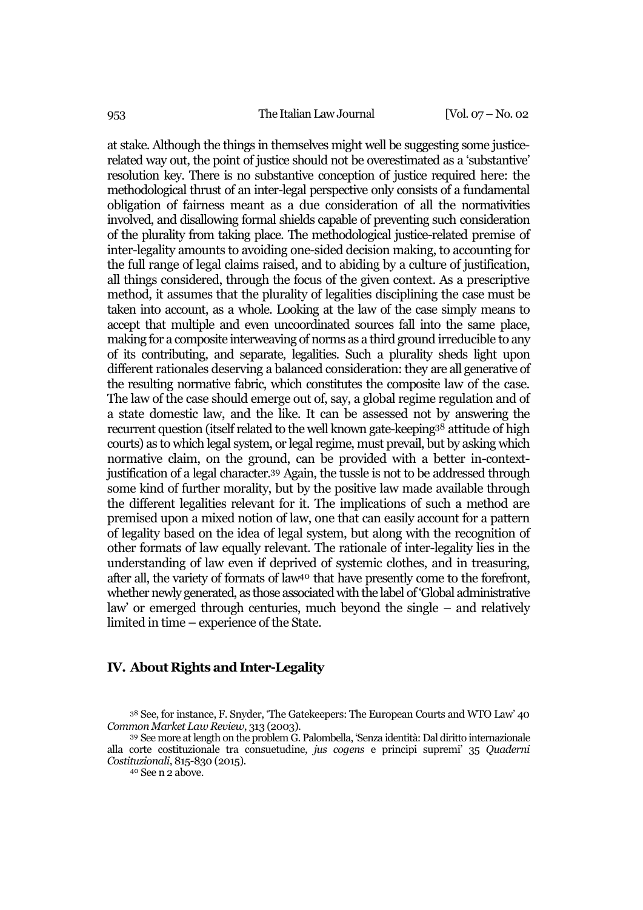at stake. Although the things in themselves might well be suggesting some justice-related way out, the point of justice should not be overestimated as a 'substantive' resolution key. There is no substantive conception of justice required here: the methodological thrust of an inter-legal perspective only consists of a fundamental obligation of fairness meant as a due consideration of all the normativities involved, and disallowing formal shields capable of preventing such consideration of the plurality from taking place. The methodological justice-related premise of inter-legality amounts to avoiding one-sided decision making, to accounting for the full range of legal claims raised, and to abiding by a culture of justification, all things considered, through the focus of the given context. As a prescriptive method, it assumes that the plurality of legalities disciplining the case must be taken into account, as a whole. Looking at the law of the case simply means to accept that multiple and even uncoordinated sources fall into the same place, making for a composite interweaving of norms as a third ground irreducible to any of its contributing, and separate, legalities. Such a plurality sheds light upon different rationales deserving a balanced consideration: they are all generative of the resulting normative fabric, which constitutes the composite law of the case. The law of the case should emerge out of, say, a global regime regulation and of a state domestic law, and the like. It can be assessed not by answering the recurrent question (itself related to the well known gate-keeping[38] attitude of high courts) as to which legal system, or legal regime, must prevail, but by asking which normative claim, on the ground, can be provided with a better in-context-justification of a legal character.[39] Again, the tussle is not to be addressed through some kind of further morality, but by the positive law made available through the different legalities relevant for it. The implications of such a method are premised upon a mixed notion of law, one that can easily account for a pattern of legality based on the idea of legal system, but along with the recognition of other formats of law equally relevant. The rationale of inter-legality lies in the understanding of law even if deprived of systemic clothes, and in treasuring, after all, the variety of formats of law[40] that have presently come to the forefront, whether newly generated, as those associated with the label of 'Global administrative law' or emerged through centuries, much beyond the single – and relatively limited in time – experience of the State.

## IV. About Rights and Inter-Legality

[38] See, for instance, F. Snyder, 'The Gatekeepers: The European Courts and WTO Law' 40 *Common Market Law Review*, 313 (2003).

[39] See more at length on the problem G. Palombella, 'Senza identità: Dal diritto internazionale alla corte costituzionale tra consuetudine, *jus cogens* e principi supremi' 35 *Quaderni Costituzionali*, 815-830 (2015).

[40] See n 2 above.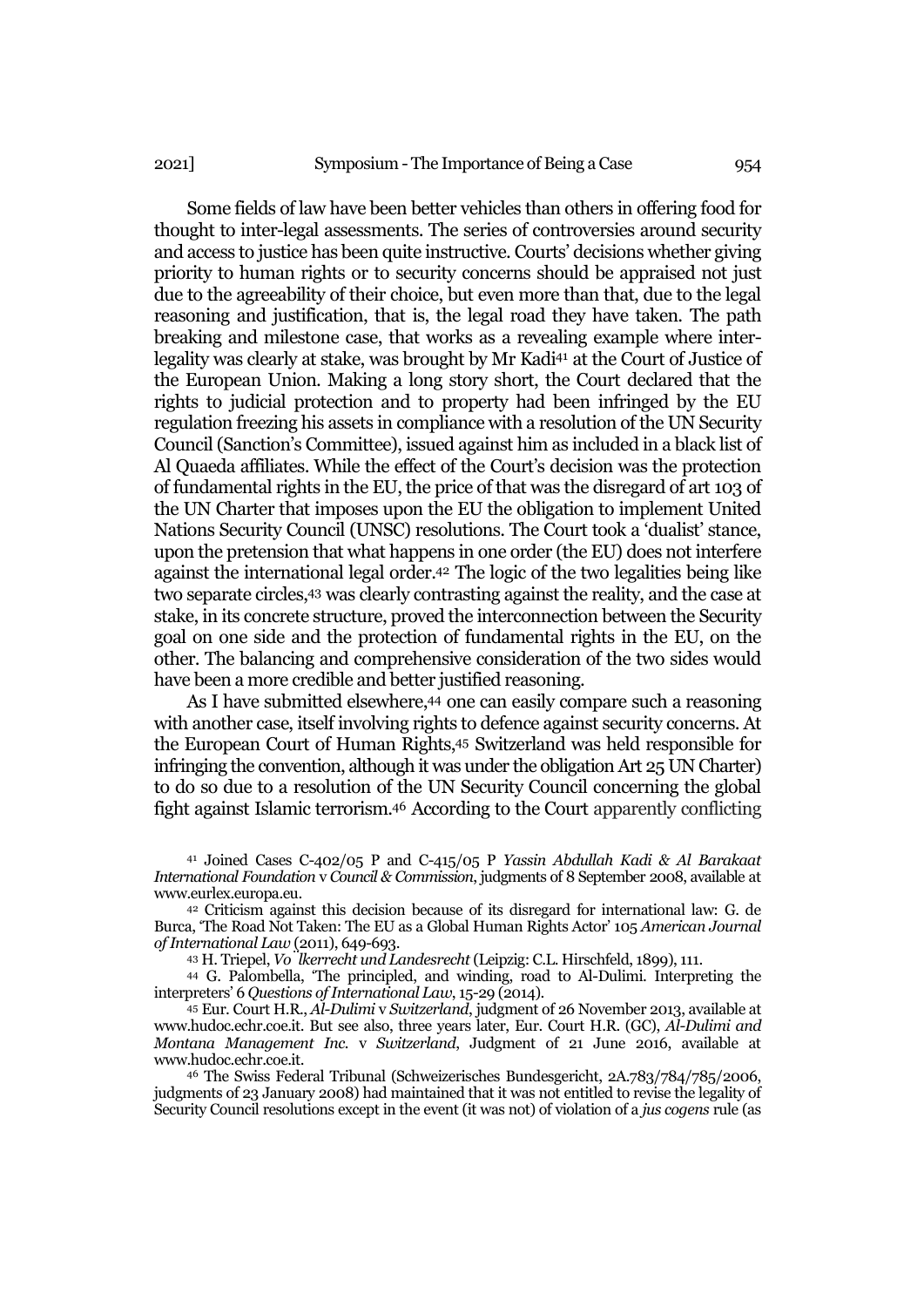Some fields of law have been better vehicles than others in offering food for thought to inter-legal assessments. The series of controversies around security and access to justice has been quite instructive. Courts' decisions whether giving priority to human rights or to security concerns should be appraised not just due to the agreeability of their choice, but even more than that, due to the legal reasoning and justification, that is, the legal road they have taken. The path breaking and milestone case, that works as a revealing example where inter-legality was clearly at stake, was brought by Mr Kadi[41] at the Court of Justice of the European Union. Making a long story short, the Court declared that the rights to judicial protection and to property had been infringed by the EU regulation freezing his assets in compliance with a resolution of the UN Security Council (Sanction's Committee), issued against him as included in a black list of Al Quaeda affiliates. While the effect of the Court's decision was the protection of fundamental rights in the EU, the price of that was the disregard of art 103 of the UN Charter that imposes upon the EU the obligation to implement United Nations Security Council (UNSC) resolutions. The Court took a 'dualist' stance, upon the pretension that what happens in one order (the EU) does not interfere against the international legal order.[42] The logic of the two legalities being like two separate circles,[43] was clearly contrasting against the reality, and the case at stake, in its concrete structure, proved the interconnection between the Security goal on one side and the protection of fundamental rights in the EU, on the other. The balancing and comprehensive consideration of the two sides would have been a more credible and better justified reasoning.

As I have submitted elsewhere,[44] one can easily compare such a reasoning with another case, itself involving rights to defence against security concerns. At the European Court of Human Rights,[45] Switzerland was held responsible for infringing the convention, although it was under the obligation Art 25 UN Charter) to do so due to a resolution of the UN Security Council concerning the global fight against Islamic terrorism.[46] According to the Court apparently conflicting

[41] Joined Cases C-402/05 P and C-415/05 P *Yassin Abdullah Kadi & Al Barakaat International Foundation* v *Council & Commission*, judgments of 8 September 2008, available at www.eurlex.europa.eu.

[42] Criticism against this decision because of its disregard for international law: G. de Burca, 'The Road Not Taken: The EU as a Global Human Rights Actor' 105 *American Journal of International Law* (2011), 649-693.

[43] H. Triepel, *Völkerrecht und Landesrecht* (Leipzig: C.L. Hirschfeld, 1899), 111.

[44] G. Palombella, 'The principled, and winding, road to Al-Dulimi. Interpreting the interpreters' 6 *Questions of International Law*, 15-29 (2014).

[45] Eur. Court H.R., *Al-Dulimi* v *Switzerland*, judgment of 26 November 2013, available at www.hudoc.echr.coe.it. But see also, three years later, Eur. Court H.R. (GC), *Al-Dulimi and Montana Management Inc.* v *Switzerland*, Judgment of 21 June 2016, available at www.hudoc.echr.coe.it.

[46] The Swiss Federal Tribunal (Schweizerisches Bundesgericht, 2A.783/784/785/2006, judgments of 23 January 2008) had maintained that it was not entitled to revise the legality of Security Council resolutions except in the event (it was not) of violation of a *jus cogens* rule (as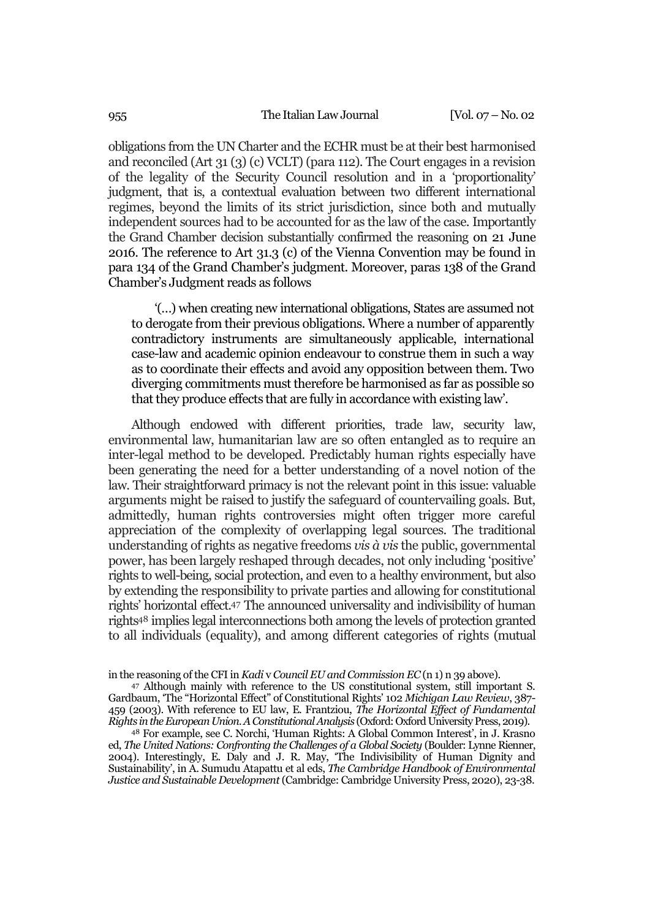obligations from the UN Charter and the ECHR must be at their best harmonised and reconciled (Art 31 (3) (c) VCLT) (para 112). The Court engages in a revision of the legality of the Security Council resolution and in a 'proportionality' judgment, that is, a contextual evaluation between two different international regimes, beyond the limits of its strict jurisdiction, since both and mutually independent sources had to be accounted for as the law of the case. Importantly the Grand Chamber decision substantially confirmed the reasoning on 21 June 2016. The reference to Art 31.3 (c) of the Vienna Convention may be found in para 134 of the Grand Chamber's judgment. Moreover, paras 138 of the Grand Chamber's Judgment reads as follows

> '(...) when creating new international obligations, States are assumed not to derogate from their previous obligations. Where a number of apparently contradictory instruments are simultaneously applicable, international case-law and academic opinion endeavour to construe them in such a way as to coordinate their effects and avoid any opposition between them. Two diverging commitments must therefore be harmonised as far as possible so that they produce effects that are fully in accordance with existing law'.

Although endowed with different priorities, trade law, security law, environmental law, humanitarian law are so often entangled as to require an inter-legal method to be developed. Predictably human rights especially have been generating the need for a better understanding of a novel notion of the law. Their straightforward primacy is not the relevant point in this issue: valuable arguments might be raised to justify the safeguard of countervailing goals. But, admittedly, human rights controversies might often trigger more careful appreciation of the complexity of overlapping legal sources. The traditional understanding of rights as negative freedoms *vis à vis* the public, governmental power, has been largely reshaped through decades, not only including 'positive' rights to well-being, social protection, and even to a healthy environment, but also by extending the responsibility to private parties and allowing for constitutional rights' horizontal effect.[47] The announced universality and indivisibility of human rights[48] implies legal interconnections both among the levels of protection granted to all individuals (equality), and among different categories of rights (mutual

---

in the reasoning of the CFI in *Kadi* v *Council EU and Commission EC* (n 1) n 39 above).

[47] Although mainly with reference to the US constitutional system, still important S. Gardbaum, 'The "Horizontal Effect" of Constitutional Rights' 102 *Michigan Law Review*, 387-459 (2003). With reference to EU law, E. Frantziou, *The Horizontal Effect of Fundamental Rights in the European Union. A Constitutional Analysis* (Oxford: Oxford University Press, 2019).

[48] For example, see C. Norchi, 'Human Rights: A Global Common Interest', in J. Krasno ed, *The United Nations: Confronting the Challenges of a Global Society* (Boulder: Lynne Rienner, 2004). Interestingly, E. Daly and J. R. May, 'The Indivisibility of Human Dignity and Sustainability', in A. Sumudu Atapattu et al eds, *The Cambridge Handbook of Environmental Justice and Sustainable Development* (Cambridge: Cambridge University Press, 2020), 23-38.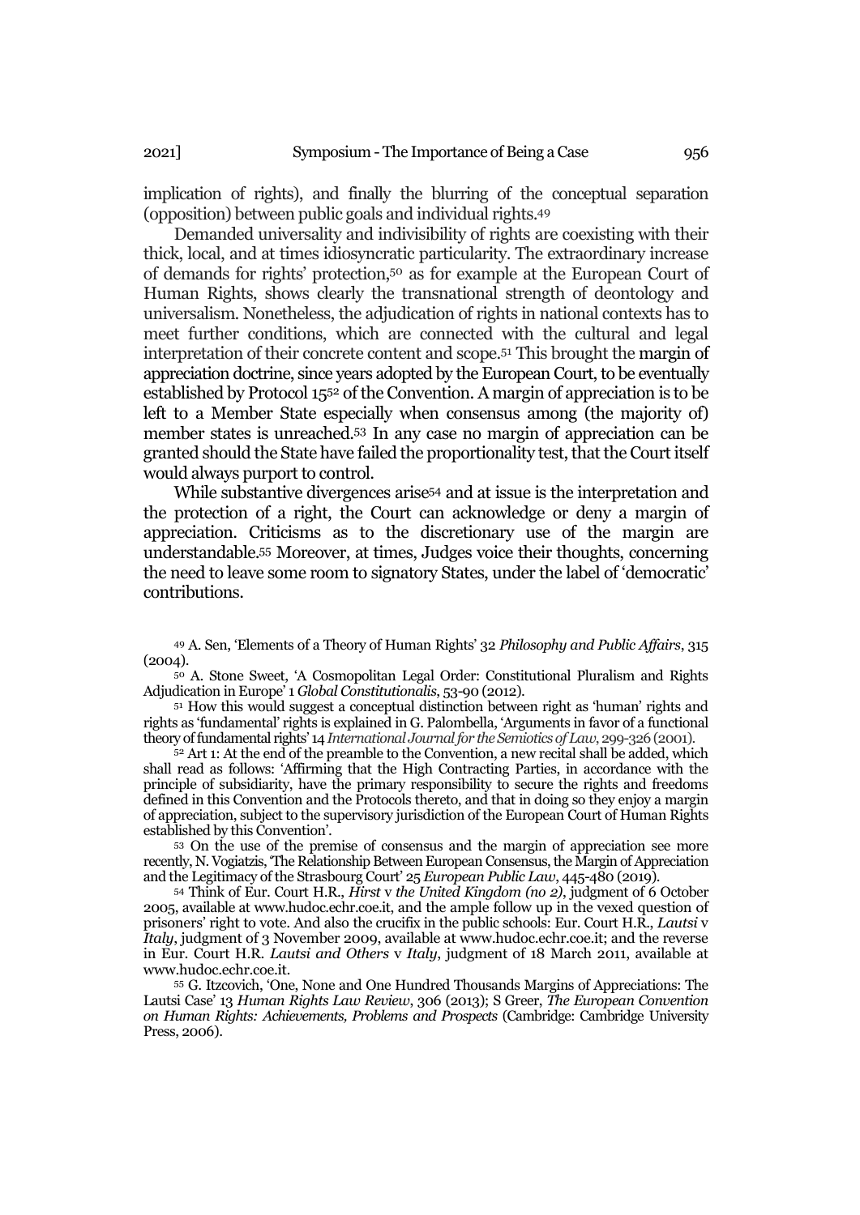implication of rights), and finally the blurring of the conceptual separation (opposition) between public goals and individual rights.[49]

Demanded universality and indivisibility of rights are coexisting with their thick, local, and at times idiosyncratic particularity. The extraordinary increase of demands for rights' protection,[50] as for example at the European Court of Human Rights, shows clearly the transnational strength of deontology and universalism. Nonetheless, the adjudication of rights in national contexts has to meet further conditions, which are connected with the cultural and legal interpretation of their concrete content and scope.[51] This brought the margin of appreciation doctrine, since years adopted by the European Court, to be eventually established by Protocol 15[52] of the Convention. A margin of appreciation is to be left to a Member State especially when consensus among (the majority of) member states is unreached.[53] In any case no margin of appreciation can be granted should the State have failed the proportionality test, that the Court itself would always purport to control.

While substantive divergences arise[54] and at issue is the interpretation and the protection of a right, the Court can acknowledge or deny a margin of appreciation. Criticisms as to the discretionary use of the margin are understandable.[55] Moreover, at times, Judges voice their thoughts, concerning the need to leave some room to signatory States, under the label of 'democratic' contributions.

[49] A. Sen, 'Elements of a Theory of Human Rights' 32 *Philosophy and Public Affairs*, 315 (2004).

[50] A. Stone Sweet, 'A Cosmopolitan Legal Order: Constitutional Pluralism and Rights Adjudication in Europe' 1 *Global Constitutionalis*, 53-90 (2012).

[51] How this would suggest a conceptual distinction between right as 'human' rights and rights as 'fundamental' rights is explained in G. Palombella, 'Arguments in favor of a functional theory of fundamental rights' 14 *International Journal for the Semiotics of Law*, 299-326 (2001).

[52] Art 1: At the end of the preamble to the Convention, a new recital shall be added, which shall read as follows: 'Affirming that the High Contracting Parties, in accordance with the principle of subsidiarity, have the primary responsibility to secure the rights and freedoms defined in this Convention and the Protocols thereto, and that in doing so they enjoy a margin of appreciation, subject to the supervisory jurisdiction of the European Court of Human Rights established by this Convention'.

[53] On the use of the premise of consensus and the margin of appreciation see more recently, N. Vogiatzis, 'The Relationship Between European Consensus, the Margin of Appreciation and the Legitimacy of the Strasbourg Court' 25 *European Public Law*, 445-480 (2019).

[54] Think of Eur. Court H.R., *Hirst* v *the United Kingdom (no 2)*, judgment of 6 October 2005, available at www.hudoc.echr.coe.it, and the ample follow up in the vexed question of prisoners' right to vote. And also the crucifix in the public schools: Eur. Court H.R., *Lautsi* v *Italy*, judgment of 3 November 2009, available at www.hudoc.echr.coe.it; and the reverse in Eur. Court H.R. *Lautsi and Others* v *Italy*, judgment of 18 March 2011, available at www.hudoc.echr.coe.it.

[55] G. Itzcovich, 'One, None and One Hundred Thousands Margins of Appreciations: The Lautsi Case' 13 *Human Rights Law Review*, 306 (2013); S Greer, *The European Convention on Human Rights: Achievements, Problems and Prospects* (Cambridge: Cambridge University Press, 2006).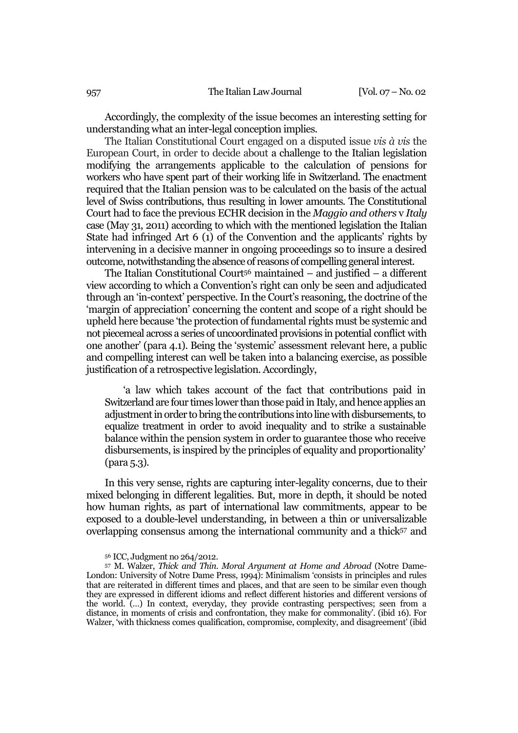Accordingly, the complexity of the issue becomes an interesting setting for understanding what an inter-legal conception implies.

The Italian Constitutional Court engaged on a disputed issue *vis à vis* the European Court, in order to decide about a challenge to the Italian legislation modifying the arrangements applicable to the calculation of pensions for workers who have spent part of their working life in Switzerland. The enactment required that the Italian pension was to be calculated on the basis of the actual level of Swiss contributions, thus resulting in lower amounts. The Constitutional Court had to face the previous ECHR decision in the *Maggio and others* v *Italy* case (May 31, 2011) according to which with the mentioned legislation the Italian State had infringed Art 6 (1) of the Convention and the applicants' rights by intervening in a decisive manner in ongoing proceedings so to insure a desired outcome, notwithstanding the absence of reasons of compelling general interest.

The Italian Constitutional Court[56] maintained – and justified – a different view according to which a Convention's right can only be seen and adjudicated through an 'in-context' perspective. In the Court's reasoning, the doctrine of the 'margin of appreciation' concerning the content and scope of a right should be upheld here because 'the protection of fundamental rights must be systemic and not piecemeal across a series of uncoordinated provisions in potential conflict with one another' (para 4.1). Being the 'systemic' assessment relevant here, a public and compelling interest can well be taken into a balancing exercise, as possible justification of a retrospective legislation. Accordingly,

> 'a law which takes account of the fact that contributions paid in Switzerland are four times lower than those paid in Italy, and hence applies an adjustment in order to bring the contributions into line with disbursements, to equalize treatment in order to avoid inequality and to strike a sustainable balance within the pension system in order to guarantee those who receive disbursements, is inspired by the principles of equality and proportionality' (para 5.3).

In this very sense, rights are capturing inter-legality concerns, due to their mixed belonging in different legalities. But, more in depth, it should be noted how human rights, as part of international law commitments, appear to be exposed to a double-level understanding, in between a thin or universalizable overlapping consensus among the international community and a thick[57] and

---

[56] ICC, Judgment no 264/2012.

[57] M. Walzer, *Thick and Thin. Moral Argument at Home and Abroad* (Notre Dame-London: University of Notre Dame Press, 1994): Minimalism 'consists in principles and rules that are reiterated in different times and places, and that are seen to be similar even though they are expressed in different idioms and reflect different histories and different versions of the world. (…) In context, everyday, they provide contrasting perspectives; seen from a distance, in moments of crisis and confrontation, they make for commonality'. (ibid 16). For Walzer, 'with thickness comes qualification, compromise, complexity, and disagreement' (ibid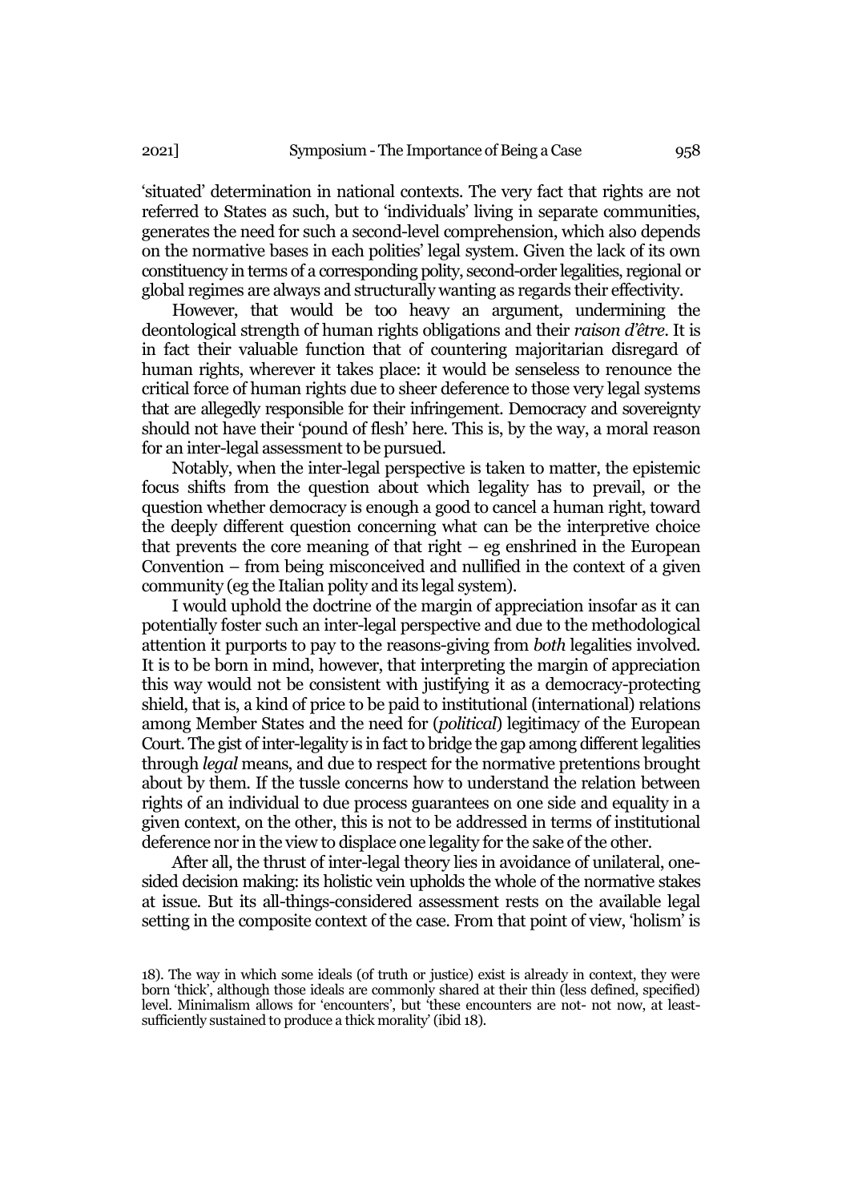'situated' determination in national contexts. The very fact that rights are not referred to States as such, but to 'individuals' living in separate communities, generates the need for such a second-level comprehension, which also depends on the normative bases in each polities' legal system. Given the lack of its own constituency in terms of a corresponding polity, second-order legalities, regional or global regimes are always and structurally wanting as regards their effectivity.

However, that would be too heavy an argument, undermining the deontological strength of human rights obligations and their *raison d'être*. It is in fact their valuable function that of countering majoritarian disregard of human rights, wherever it takes place: it would be senseless to renounce the critical force of human rights due to sheer deference to those very legal systems that are allegedly responsible for their infringement. Democracy and sovereignty should not have their 'pound of flesh' here. This is, by the way, a moral reason for an inter-legal assessment to be pursued.

Notably, when the inter-legal perspective is taken to matter, the epistemic focus shifts from the question about which legality has to prevail, or the question whether democracy is enough a good to cancel a human right, toward the deeply different question concerning what can be the interpretive choice that prevents the core meaning of that right – eg enshrined in the European Convention – from being misconceived and nullified in the context of a given community (eg the Italian polity and its legal system).

I would uphold the doctrine of the margin of appreciation insofar as it can potentially foster such an inter-legal perspective and due to the methodological attention it purports to pay to the reasons-giving from *both* legalities involved. It is to be born in mind, however, that interpreting the margin of appreciation this way would not be consistent with justifying it as a democracy-protecting shield, that is, a kind of price to be paid to institutional (international) relations among Member States and the need for (*political*) legitimacy of the European Court. The gist of inter-legality is in fact to bridge the gap among different legalities through *legal* means, and due to respect for the normative pretentions brought about by them. If the tussle concerns how to understand the relation between rights of an individual to due process guarantees on one side and equality in a given context, on the other, this is not to be addressed in terms of institutional deference nor in the view to displace one legality for the sake of the other.

After all, the thrust of inter-legal theory lies in avoidance of unilateral, one-sided decision making: its holistic vein upholds the whole of the normative stakes at issue. But its all-things-considered assessment rests on the available legal setting in the composite context of the case. From that point of view, 'holism' is

18). The way in which some ideals (of truth or justice) exist is already in context, they were born 'thick', although those ideals are commonly shared at their thin (less defined, specified) level. Minimalism allows for 'encounters', but 'these encounters are not- not now, at least- sufficiently sustained to produce a thick morality' (ibid 18).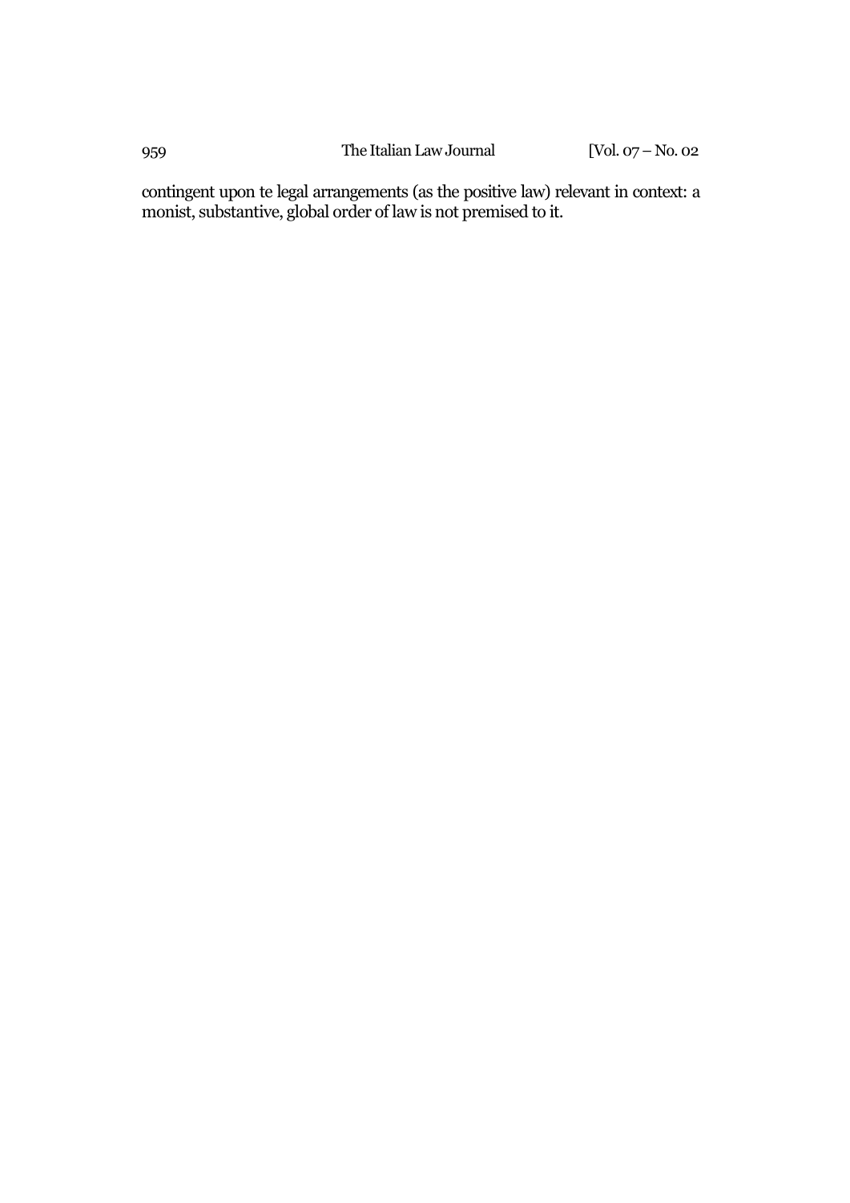contingent upon te legal arrangements (as the positive law) relevant in context: a monist, substantive, global order of law is not premised to it.